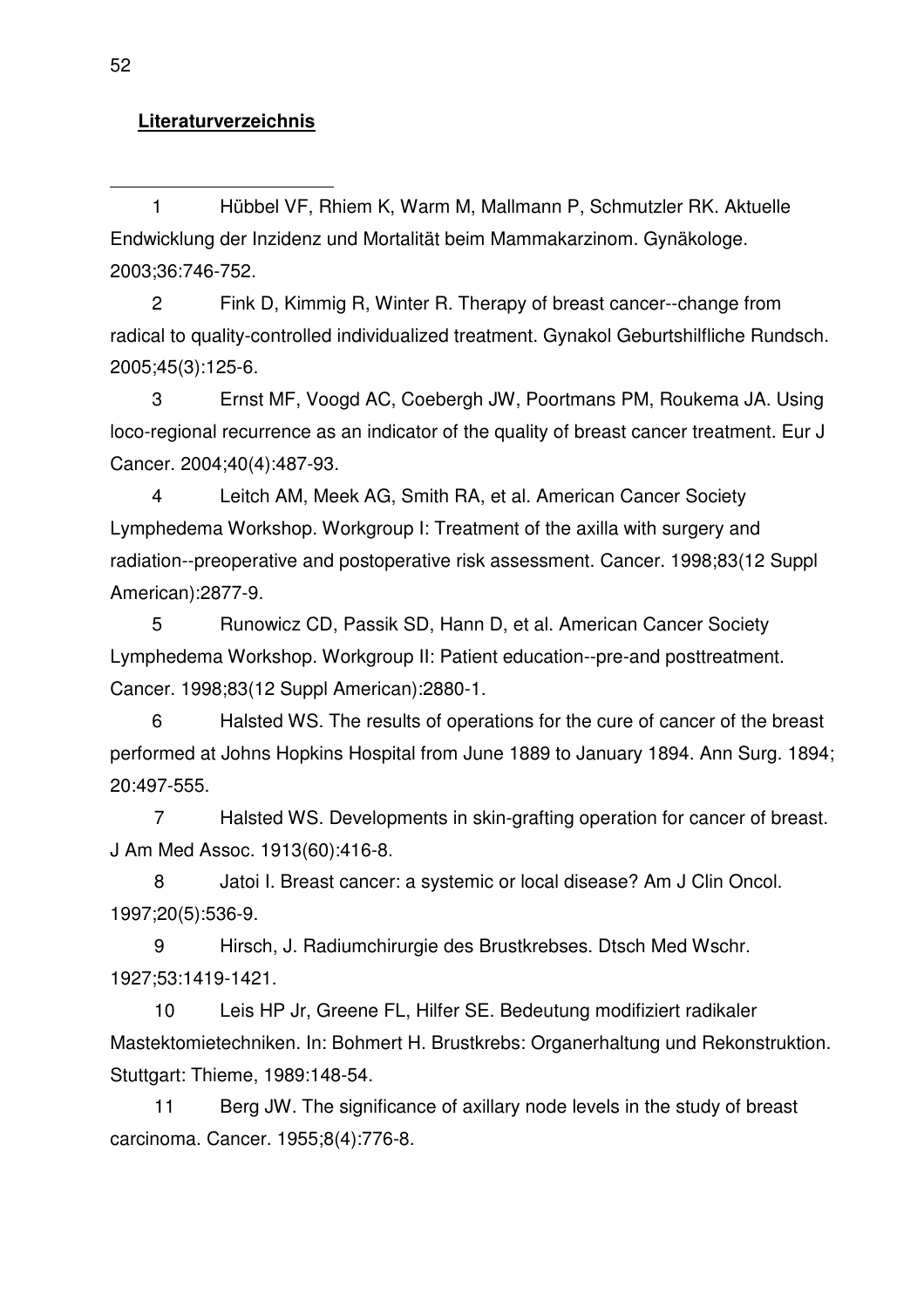**Literaturverzeichnis**

1 Hübbel VF, Rhiem K, Warm M, Mallmann P, Schmutzler RK. Aktuelle Endwicklung der Inzidenz und Mortalität beim Mammakarzinom. Gynäkologe. 2003;36:746-752.

2 Fink D, Kimmig R, Winter R. Therapy of breast cancer--change from radical to quality-controlled individualized treatment. Gynakol Geburtshilfliche Rundsch. 2005;45(3):125-6.

3 Ernst MF, Voogd AC, Coebergh JW, Poortmans PM, Roukema JA. Using loco-regional recurrence as an indicator of the quality of breast cancer treatment. Eur J Cancer. 2004;40(4):487-93.

4 Leitch AM, Meek AG, Smith RA, et al. American Cancer Society Lymphedema Workshop. Workgroup I: Treatment of the axilla with surgery and radiation--preoperative and postoperative risk assessment. Cancer. 1998;83(12 Suppl American):2877-9.

5 Runowicz CD, Passik SD, Hann D, et al. American Cancer Society Lymphedema Workshop. Workgroup II: Patient education--pre-and posttreatment. Cancer. 1998;83(12 Suppl American):2880-1.

6 Halsted WS. The results of operations for the cure of cancer of the breast performed at Johns Hopkins Hospital from June 1889 to January 1894. Ann Surg. 1894; 20:497-555.

7 Halsted WS. Developments in skin-grafting operation for cancer of breast. J Am Med Assoc. 1913(60):416-8.

8 Jatoi I. Breast cancer: a systemic or local disease? Am J Clin Oncol. 1997;20(5):536-9.

9 Hirsch, J. Radiumchirurgie des Brustkrebses. Dtsch Med Wschr. 1927;53:1419-1421.

10 Leis HP Jr, Greene FL, Hilfer SE. Bedeutung modifiziert radikaler Mastektomietechniken. In: Bohmert H. Brustkrebs: Organerhaltung und Rekonstruktion. Stuttgart: Thieme, 1989:148-54.

11 Berg JW. The significance of axillary node levels in the study of breast carcinoma. Cancer. 1955;8(4):776-8.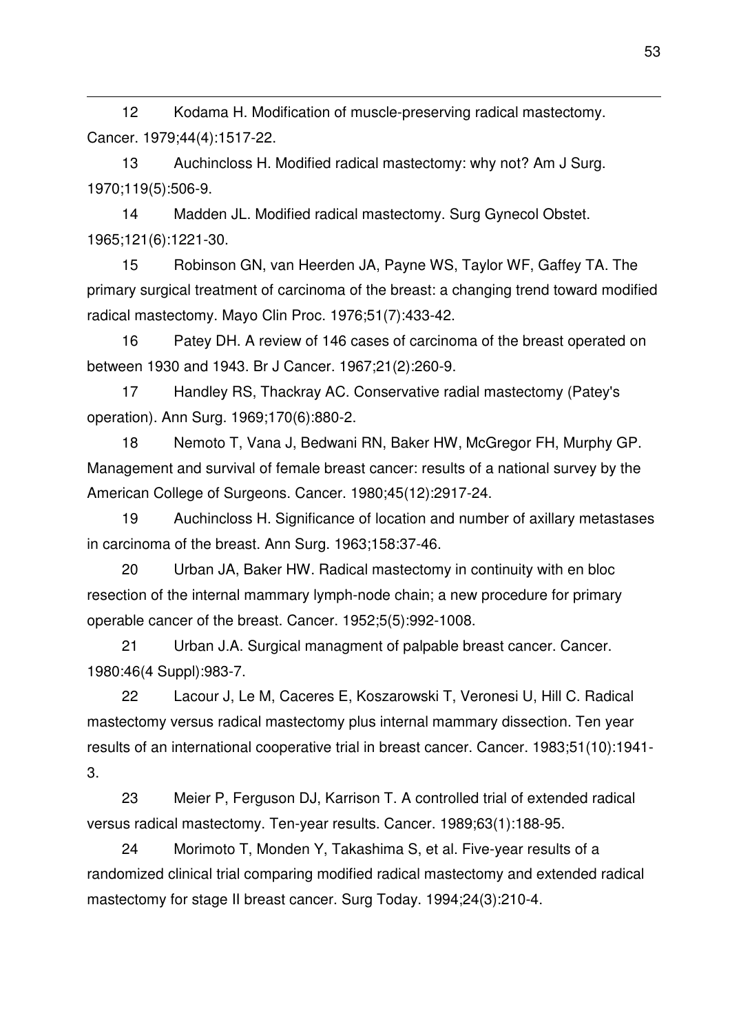12 Kodama H. Modification of muscle-preserving radical mastectomy. Cancer. 1979;44(4):1517-22.

13 Auchincloss H. Modified radical mastectomy: why not? Am J Surg. 1970;119(5):506-9.

14 Madden JL. Modified radical mastectomy. Surg Gynecol Obstet. 1965;121(6):1221-30.

15 Robinson GN, van Heerden JA, Payne WS, Taylor WF, Gaffey TA. The primary surgical treatment of carcinoma of the breast: a changing trend toward modified radical mastectomy. Mayo Clin Proc. 1976;51(7):433-42.

16 Patey DH. A review of 146 cases of carcinoma of the breast operated on between 1930 and 1943. Br J Cancer. 1967;21(2):260-9.

17 Handley RS, Thackray AC. Conservative radial mastectomy (Patey's operation). Ann Surg. 1969;170(6):880-2.

18 Nemoto T, Vana J, Bedwani RN, Baker HW, McGregor FH, Murphy GP. Management and survival of female breast cancer: results of a national survey by the American College of Surgeons. Cancer. 1980;45(12):2917-24.

19 Auchincloss H. Significance of location and number of axillary metastases in carcinoma of the breast. Ann Surg. 1963;158:37-46.

20 Urban JA, Baker HW. Radical mastectomy in continuity with en bloc resection of the internal mammary lymph-node chain; a new procedure for primary operable cancer of the breast. Cancer. 1952;5(5):992-1008.

21 Urban J.A. Surgical managment of palpable breast cancer. Cancer. 1980:46(4 Suppl):983-7.

22 Lacour J, Le M, Caceres E, Koszarowski T, Veronesi U, Hill C. Radical mastectomy versus radical mastectomy plus internal mammary dissection. Ten year results of an international cooperative trial in breast cancer. Cancer. 1983;51(10):1941-3.

23 Meier P, Ferguson DJ, Karrison T. A controlled trial of extended radical versus radical mastectomy. Ten-year results. Cancer. 1989;63(1):188-95.

24 Morimoto T, Monden Y, Takashima S, et al. Five-year results of a randomized clinical trial comparing modified radical mastectomy and extended radical mastectomy for stage II breast cancer. Surg Today. 1994;24(3):210-4.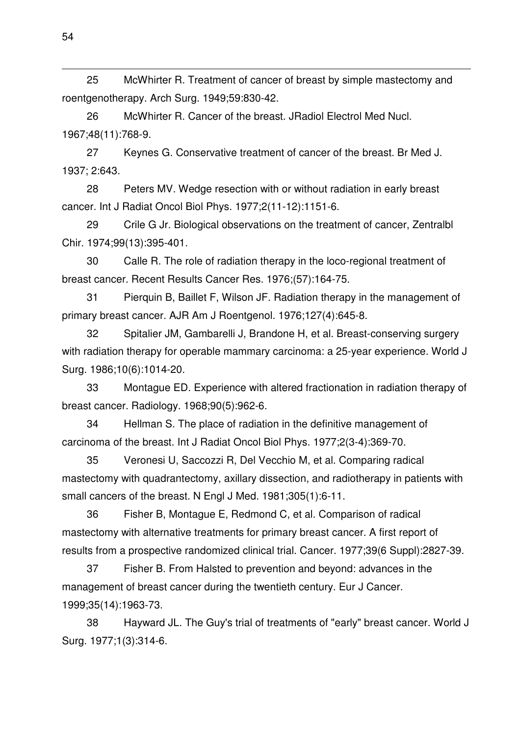25 McWhirter R. Treatment of cancer of breast by simple mastectomy and roentgenotherapy. Arch Surg. 1949;59:830-42.

26 McWhirter R. Cancer of the breast. JRadiol Electrol Med Nucl. 1967;48(11):768-9.

27 Keynes G. Conservative treatment of cancer of the breast. Br Med J. 1937; 2:643.

28 Peters MV. Wedge resection with or without radiation in early breast cancer. Int J Radiat Oncol Biol Phys. 1977;2(11-12):1151-6.

29 Crile G Jr. Biological observations on the treatment of cancer, Zentralbl Chir. 1974;99(13):395-401.

30 Calle R. The role of radiation therapy in the loco-regional treatment of breast cancer. Recent Results Cancer Res. 1976;(57):164-75.

31 Pierquin B, Baillet F, Wilson JF. Radiation therapy in the management of primary breast cancer. AJR Am J Roentgenol. 1976;127(4):645-8.

32 Spitalier JM, Gambarelli J, Brandone H, et al. Breast-conserving surgery with radiation therapy for operable mammary carcinoma: a 25-year experience. World J Surg. 1986;10(6):1014-20.

33 Montague ED. Experience with altered fractionation in radiation therapy of breast cancer. Radiology. 1968;90(5):962-6.

34 Hellman S. The place of radiation in the definitive management of carcinoma of the breast. Int J Radiat Oncol Biol Phys. 1977;2(3-4):369-70.

35 Veronesi U, Saccozzi R, Del Vecchio M, et al. Comparing radical mastectomy with quadrantectomy, axillary dissection, and radiotherapy in patients with small cancers of the breast. N Engl J Med. 1981;305(1):6-11.

36 Fisher B, Montague E, Redmond C, et al. Comparison of radical mastectomy with alternative treatments for primary breast cancer. A first report of results from a prospective randomized clinical trial. Cancer. 1977;39(6 Suppl):2827-39.

37 Fisher B. From Halsted to prevention and beyond: advances in the management of breast cancer during the twentieth century. Eur J Cancer. 1999;35(14):1963-73.

38 Hayward JL. The Guy's trial of treatments of "early" breast cancer. World J Surg. 1977;1(3):314-6.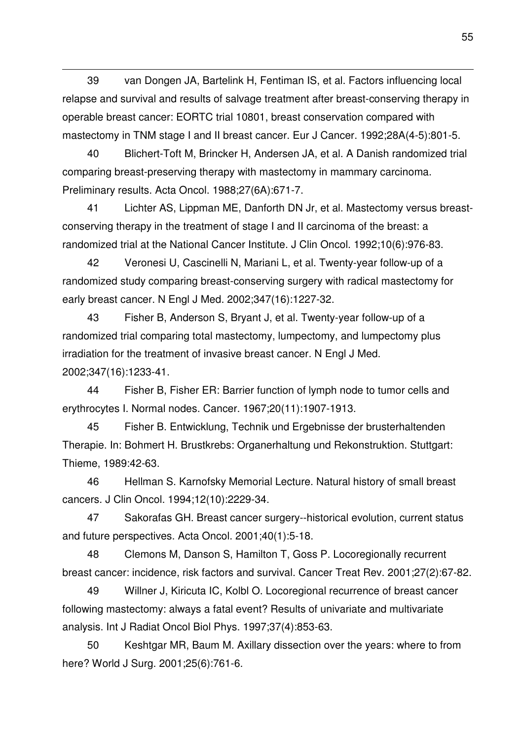39 van Dongen JA, Bartelink H, Fentiman IS, et al. Factors influencing local relapse and survival and results of salvage treatment after breast-conserving therapy in operable breast cancer: EORTC trial 10801, breast conservation compared with mastectomy in TNM stage I and II breast cancer. Eur J Cancer. 1992;28A(4-5):801-5.

40 Blichert-Toft M, Brincker H, Andersen JA, et al. A Danish randomized trial comparing breast-preserving therapy with mastectomy in mammary carcinoma. Preliminary results. Acta Oncol. 1988;27(6A):671-7.

41 Lichter AS, Lippman ME, Danforth DN Jr, et al. Mastectomy versus breast-conserving therapy in the treatment of stage I and II carcinoma of the breast: a randomized trial at the National Cancer Institute. J Clin Oncol. 1992;10(6):976-83.

42 Veronesi U, Cascinelli N, Mariani L, et al. Twenty-year follow-up of a randomized study comparing breast-conserving surgery with radical mastectomy for early breast cancer. N Engl J Med. 2002;347(16):1227-32.

43 Fisher B, Anderson S, Bryant J, et al. Twenty-year follow-up of a randomized trial comparing total mastectomy, lumpectomy, and lumpectomy plus irradiation for the treatment of invasive breast cancer. N Engl J Med. 2002;347(16):1233-41.

44 Fisher B, Fisher ER: Barrier function of lymph node to tumor cells and erythrocytes I. Normal nodes. Cancer. 1967;20(11):1907-1913.

45 Fisher B. Entwicklung, Technik und Ergebnisse der brusterhaltenden Therapie. In: Bohmert H. Brustkrebs: Organerhaltung und Rekonstruktion. Stuttgart: Thieme, 1989:42-63.

46 Hellman S. Karnofsky Memorial Lecture. Natural history of small breast cancers. J Clin Oncol. 1994;12(10):2229-34.

47 Sakorafas GH. Breast cancer surgery--historical evolution, current status and future perspectives. Acta Oncol. 2001;40(1):5-18.

48 Clemons M, Danson S, Hamilton T, Goss P. Locoregionally recurrent breast cancer: incidence, risk factors and survival. Cancer Treat Rev. 2001;27(2):67-82.

49 Willner J, Kiricuta IC, Kolbl O. Locoregional recurrence of breast cancer following mastectomy: always a fatal event? Results of univariate and multivariate analysis. Int J Radiat Oncol Biol Phys. 1997;37(4):853-63.

50 Keshtgar MR, Baum M. Axillary dissection over the years: where to from here? World J Surg. 2001;25(6):761-6.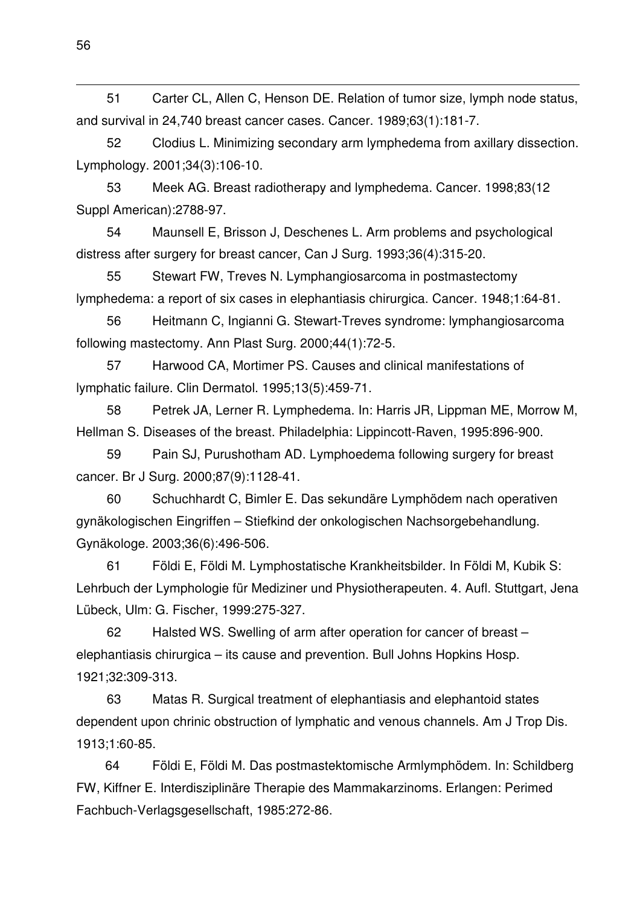51 Carter CL, Allen C, Henson DE. Relation of tumor size, lymph node status, and survival in 24,740 breast cancer cases. Cancer. 1989;63(1):181-7.

52 Clodius L. Minimizing secondary arm lymphedema from axillary dissection. Lymphology. 2001;34(3):106-10.

53 Meek AG. Breast radiotherapy and lymphedema. Cancer. 1998;83(12 Suppl American):2788-97.

54 Maunsell E, Brisson J, Deschenes L. Arm problems and psychological distress after surgery for breast cancer, Can J Surg. 1993;36(4):315-20.

55 Stewart FW, Treves N. Lymphangiosarcoma in postmastectomy lymphedema: a report of six cases in elephantiasis chirurgica. Cancer. 1948;1:64-81.

56 Heitmann C, Ingianni G. Stewart-Treves syndrome: lymphangiosarcoma following mastectomy. Ann Plast Surg. 2000;44(1):72-5.

57 Harwood CA, Mortimer PS. Causes and clinical manifestations of lymphatic failure. Clin Dermatol. 1995;13(5):459-71.

58 Petrek JA, Lerner R. Lymphedema. In: Harris JR, Lippman ME, Morrow M, Hellman S. Diseases of the breast. Philadelphia: Lippincott-Raven, 1995:896-900.

59 Pain SJ, Purushotham AD. Lymphoedema following surgery for breast cancer. Br J Surg. 2000;87(9):1128-41.

60 Schuchhardt C, Bimler E. Das sekundäre Lymphödem nach operativen gynäkologischen Eingriffen – Stiefkind der onkologischen Nachsorgebehandlung. Gynäkologe. 2003;36(6):496-506.

61 Földi E, Földi M. Lymphostatische Krankheitsbilder. In Földi M, Kubik S: Lehrbuch der Lymphologie für Mediziner und Physiotherapeuten. 4. Aufl. Stuttgart, Jena Lübeck, Ulm: G. Fischer, 1999:275-327.

62 Halsted WS. Swelling of arm after operation for cancer of breast – elephantiasis chirurgica – its cause and prevention. Bull Johns Hopkins Hosp. 1921;32:309-313.

63 Matas R. Surgical treatment of elephantiasis and elephantoid states dependent upon chrinic obstruction of lymphatic and venous channels. Am J Trop Dis. 1913;1:60-85.

64 Földi E, Földi M. Das postmastektomische Armlymphödem. In: Schildberg FW, Kiffner E. Interdisziplinäre Therapie des Mammakarzinoms. Erlangen: Perimed Fachbuch-Verlagsgesellschaft, 1985:272-86.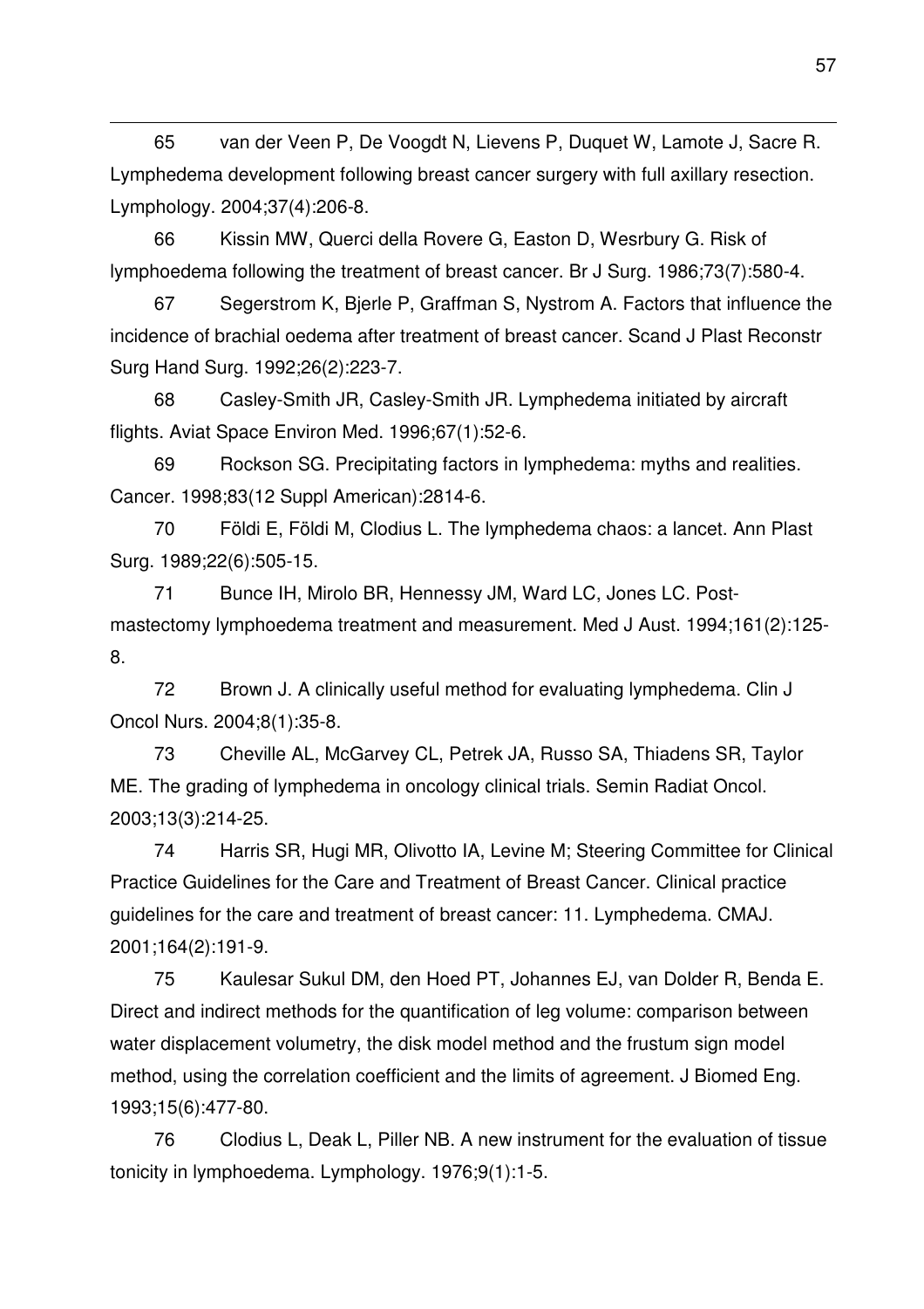65 van der Veen P, De Voogdt N, Lievens P, Duquet W, Lamote J, Sacre R. Lymphedema development following breast cancer surgery with full axillary resection. Lymphology. 2004;37(4):206-8.

66 Kissin MW, Querci della Rovere G, Easton D, Wesrbury G. Risk of lymphoedema following the treatment of breast cancer. Br J Surg. 1986;73(7):580-4.

67 Segerstrom K, Bjerle P, Graffman S, Nystrom A. Factors that influence the incidence of brachial oedema after treatment of breast cancer. Scand J Plast Reconstr Surg Hand Surg. 1992;26(2):223-7.

68 Casley-Smith JR, Casley-Smith JR. Lymphedema initiated by aircraft flights. Aviat Space Environ Med. 1996;67(1):52-6.

69 Rockson SG. Precipitating factors in lymphedema: myths and realities. Cancer. 1998;83(12 Suppl American):2814-6.

70 Földi E, Földi M, Clodius L. The lymphedema chaos: a lancet. Ann Plast Surg. 1989;22(6):505-15.

71 Bunce IH, Mirolo BR, Hennessy JM, Ward LC, Jones LC. Post-mastectomy lymphoedema treatment and measurement. Med J Aust. 1994;161(2):125-8.

72 Brown J. A clinically useful method for evaluating lymphedema. Clin J Oncol Nurs. 2004;8(1):35-8.

73 Cheville AL, McGarvey CL, Petrek JA, Russo SA, Thiadens SR, Taylor ME. The grading of lymphedema in oncology clinical trials. Semin Radiat Oncol. 2003;13(3):214-25.

74 Harris SR, Hugi MR, Olivotto IA, Levine M; Steering Committee for Clinical Practice Guidelines for the Care and Treatment of Breast Cancer. Clinical practice guidelines for the care and treatment of breast cancer: 11. Lymphedema. CMAJ. 2001;164(2):191-9.

75 Kaulesar Sukul DM, den Hoed PT, Johannes EJ, van Dolder R, Benda E. Direct and indirect methods for the quantification of leg volume: comparison between water displacement volumetry, the disk model method and the frustum sign model method, using the correlation coefficient and the limits of agreement. J Biomed Eng. 1993;15(6):477-80.

76 Clodius L, Deak L, Piller NB. A new instrument for the evaluation of tissue tonicity in lymphoedema. Lymphology. 1976;9(1):1-5.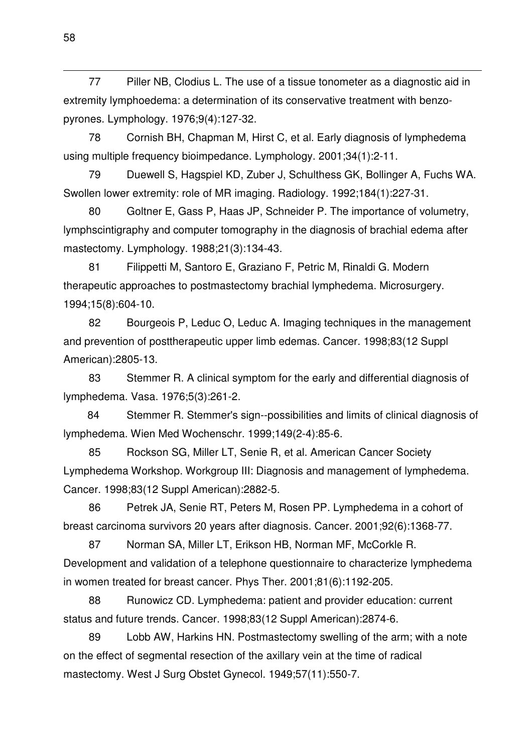77 Piller NB, Clodius L. The use of a tissue tonometer as a diagnostic aid in extremity lymphoedema: a determination of its conservative treatment with benzo-pyrones. Lymphology. 1976;9(4):127-32.

78 Cornish BH, Chapman M, Hirst C, et al. Early diagnosis of lymphedema using multiple frequency bioimpedance. Lymphology. 2001;34(1):2-11.

79 Duewell S, Hagspiel KD, Zuber J, Schulthess GK, Bollinger A, Fuchs WA. Swollen lower extremity: role of MR imaging. Radiology. 1992;184(1):227-31.

80 Goltner E, Gass P, Haas JP, Schneider P. The importance of volumetry, lymphscintigraphy and computer tomography in the diagnosis of brachial edema after mastectomy. Lymphology. 1988;21(3):134-43.

81 Filippetti M, Santoro E, Graziano F, Petric M, Rinaldi G. Modern therapeutic approaches to postmastectomy brachial lymphedema. Microsurgery. 1994;15(8):604-10.

82 Bourgeois P, Leduc O, Leduc A. Imaging techniques in the management and prevention of posttherapeutic upper limb edemas. Cancer. 1998;83(12 Suppl American):2805-13.

83 Stemmer R. A clinical symptom for the early and differential diagnosis of lymphedema. Vasa. 1976;5(3):261-2.

84 Stemmer R. Stemmer's sign--possibilities and limits of clinical diagnosis of lymphedema. Wien Med Wochenschr. 1999;149(2-4):85-6.

85 Rockson SG, Miller LT, Senie R, et al. American Cancer Society Lymphedema Workshop. Workgroup III: Diagnosis and management of lymphedema. Cancer. 1998;83(12 Suppl American):2882-5.

86 Petrek JA, Senie RT, Peters M, Rosen PP. Lymphedema in a cohort of breast carcinoma survivors 20 years after diagnosis. Cancer. 2001;92(6):1368-77.

87 Norman SA, Miller LT, Erikson HB, Norman MF, McCorkle R. Development and validation of a telephone questionnaire to characterize lymphedema in women treated for breast cancer. Phys Ther. 2001;81(6):1192-205.

88 Runowicz CD. Lymphedema: patient and provider education: current status and future trends. Cancer. 1998;83(12 Suppl American):2874-6.

89 Lobb AW, Harkins HN. Postmastectomy swelling of the arm; with a note on the effect of segmental resection of the axillary vein at the time of radical mastectomy. West J Surg Obstet Gynecol. 1949;57(11):550-7.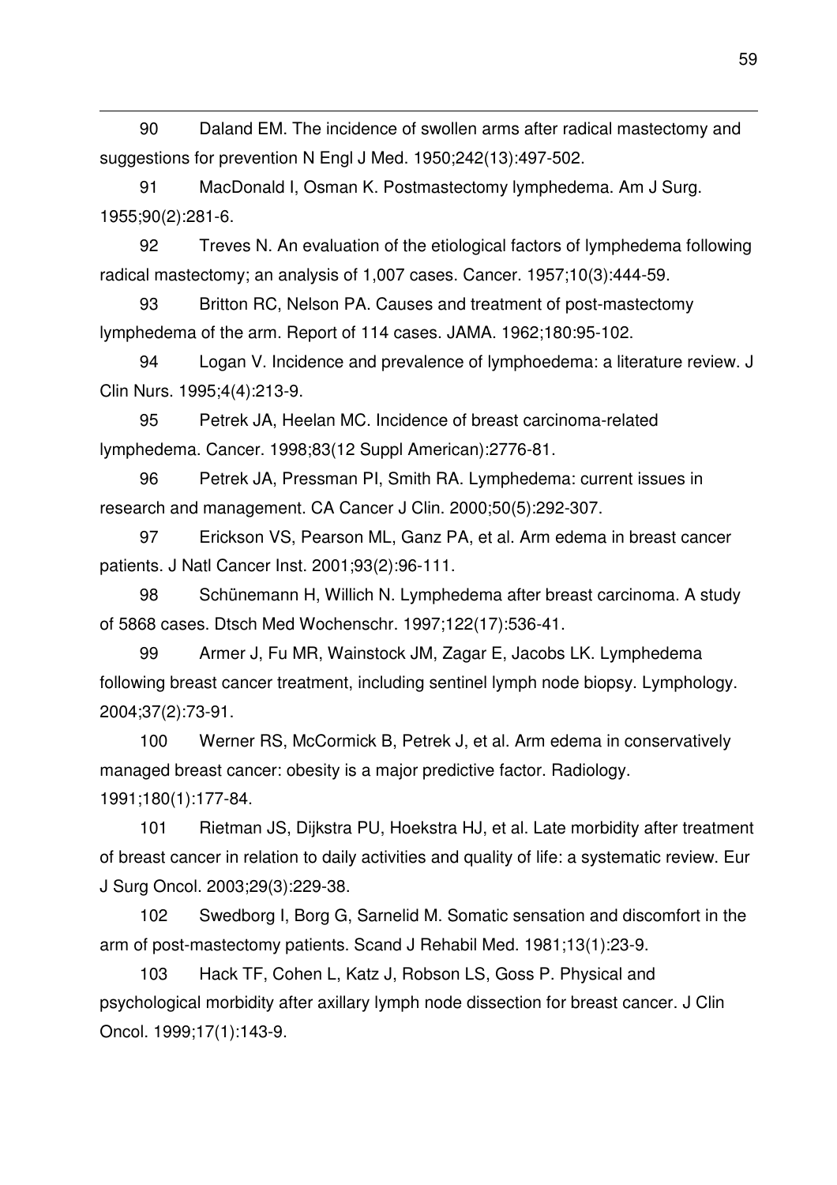90 Daland EM. The incidence of swollen arms after radical mastectomy and suggestions for prevention N Engl J Med. 1950;242(13):497-502.

91 MacDonald I, Osman K. Postmastectomy lymphedema. Am J Surg. 1955;90(2):281-6.

92 Treves N. An evaluation of the etiological factors of lymphedema following radical mastectomy; an analysis of 1,007 cases. Cancer. 1957;10(3):444-59.

93 Britton RC, Nelson PA. Causes and treatment of post-mastectomy lymphedema of the arm. Report of 114 cases. JAMA. 1962;180:95-102.

94 Logan V. Incidence and prevalence of lymphoedema: a literature review. J Clin Nurs. 1995;4(4):213-9.

95 Petrek JA, Heelan MC. Incidence of breast carcinoma-related lymphedema. Cancer. 1998;83(12 Suppl American):2776-81.

96 Petrek JA, Pressman PI, Smith RA. Lymphedema: current issues in research and management. CA Cancer J Clin. 2000;50(5):292-307.

97 Erickson VS, Pearson ML, Ganz PA, et al. Arm edema in breast cancer patients. J Natl Cancer Inst. 2001;93(2):96-111.

98 Schünemann H, Willich N. Lymphedema after breast carcinoma. A study of 5868 cases. Dtsch Med Wochenschr. 1997;122(17):536-41.

99 Armer J, Fu MR, Wainstock JM, Zagar E, Jacobs LK. Lymphedema following breast cancer treatment, including sentinel lymph node biopsy. Lymphology. 2004;37(2):73-91.

100 Werner RS, McCormick B, Petrek J, et al. Arm edema in conservatively managed breast cancer: obesity is a major predictive factor. Radiology. 1991;180(1):177-84.

101 Rietman JS, Dijkstra PU, Hoekstra HJ, et al. Late morbidity after treatment of breast cancer in relation to daily activities and quality of life: a systematic review. Eur J Surg Oncol. 2003;29(3):229-38.

102 Swedborg I, Borg G, Sarnelid M. Somatic sensation and discomfort in the arm of post-mastectomy patients. Scand J Rehabil Med. 1981;13(1):23-9.

103 Hack TF, Cohen L, Katz J, Robson LS, Goss P. Physical and psychological morbidity after axillary lymph node dissection for breast cancer. J Clin Oncol. 1999;17(1):143-9.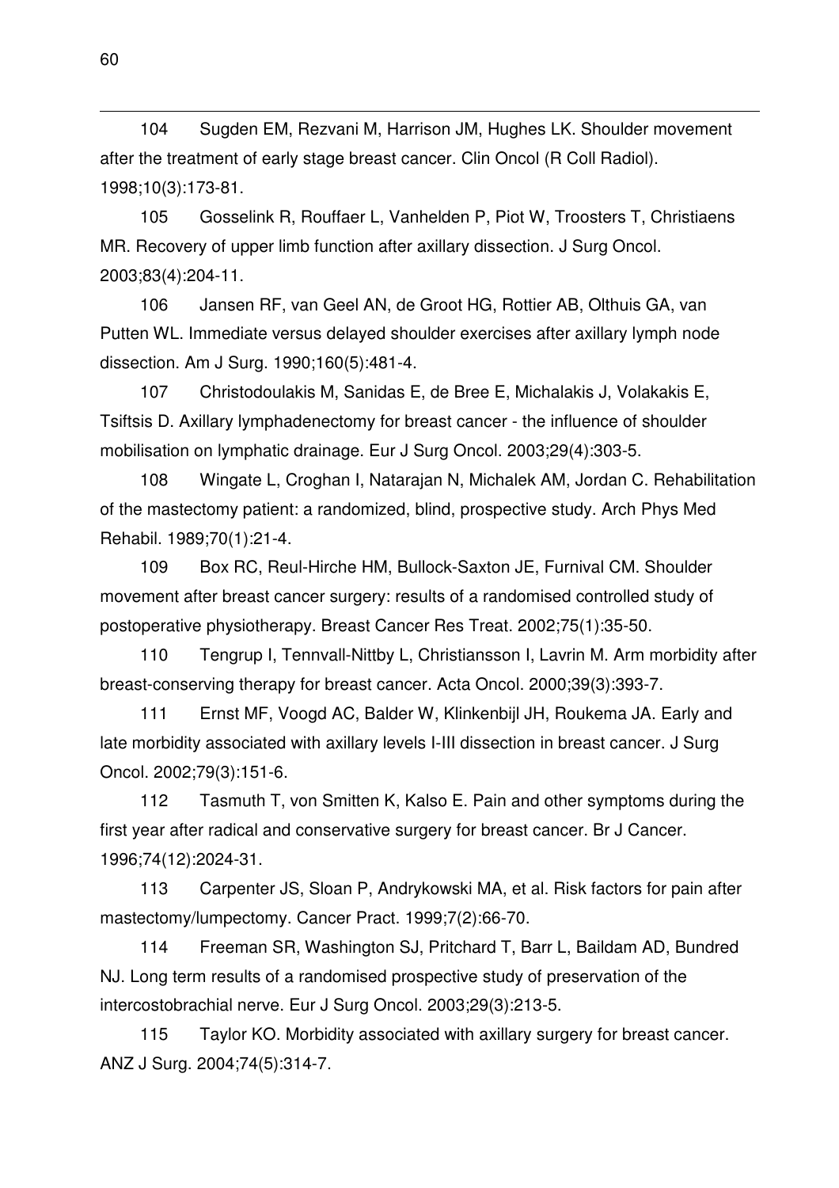104 Sugden EM, Rezvani M, Harrison JM, Hughes LK. Shoulder movement after the treatment of early stage breast cancer. Clin Oncol (R Coll Radiol). 1998;10(3):173-81.

105 Gosselink R, Rouffaer L, Vanhelden P, Piot W, Troosters T, Christiaens MR. Recovery of upper limb function after axillary dissection. J Surg Oncol. 2003;83(4):204-11.

106 Jansen RF, van Geel AN, de Groot HG, Rottier AB, Olthuis GA, van Putten WL. Immediate versus delayed shoulder exercises after axillary lymph node dissection. Am J Surg. 1990;160(5):481-4.

107 Christodoulakis M, Sanidas E, de Bree E, Michalakis J, Volakakis E, Tsiftsis D. Axillary lymphadenectomy for breast cancer - the influence of shoulder mobilisation on lymphatic drainage. Eur J Surg Oncol. 2003;29(4):303-5.

108 Wingate L, Croghan I, Natarajan N, Michalek AM, Jordan C. Rehabilitation of the mastectomy patient: a randomized, blind, prospective study. Arch Phys Med Rehabil. 1989;70(1):21-4.

109 Box RC, Reul-Hirche HM, Bullock-Saxton JE, Furnival CM. Shoulder movement after breast cancer surgery: results of a randomised controlled study of postoperative physiotherapy. Breast Cancer Res Treat. 2002;75(1):35-50.

110 Tengrup I, Tennvall-Nittby L, Christiansson I, Lavrin M. Arm morbidity after breast-conserving therapy for breast cancer. Acta Oncol. 2000;39(3):393-7.

111 Ernst MF, Voogd AC, Balder W, Klinkenbijl JH, Roukema JA. Early and late morbidity associated with axillary levels I-III dissection in breast cancer. J Surg Oncol. 2002;79(3):151-6.

112 Tasmuth T, von Smitten K, Kalso E. Pain and other symptoms during the first year after radical and conservative surgery for breast cancer. Br J Cancer. 1996;74(12):2024-31.

113 Carpenter JS, Sloan P, Andrykowski MA, et al. Risk factors for pain after mastectomy/lumpectomy. Cancer Pract. 1999;7(2):66-70.

114 Freeman SR, Washington SJ, Pritchard T, Barr L, Baildam AD, Bundred NJ. Long term results of a randomised prospective study of preservation of the intercostobrachial nerve. Eur J Surg Oncol. 2003;29(3):213-5.

115 Taylor KO. Morbidity associated with axillary surgery for breast cancer. ANZ J Surg. 2004;74(5):314-7.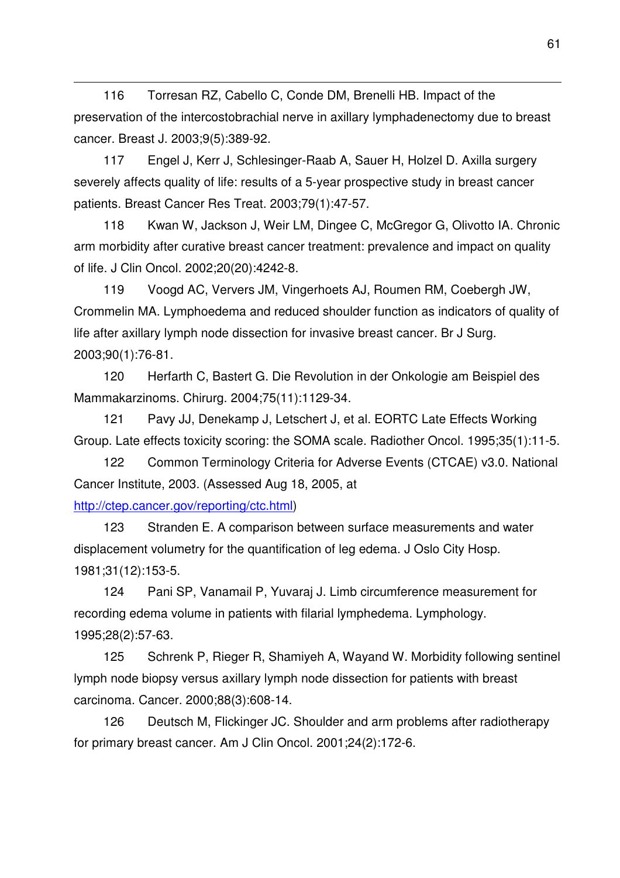116 Torresan RZ, Cabello C, Conde DM, Brenelli HB. Impact of the preservation of the intercostobrachial nerve in axillary lymphadenectomy due to breast cancer. Breast J. 2003;9(5):389-92.

117 Engel J, Kerr J, Schlesinger-Raab A, Sauer H, Holzel D. Axilla surgery severely affects quality of life: results of a 5-year prospective study in breast cancer patients. Breast Cancer Res Treat. 2003;79(1):47-57.

118 Kwan W, Jackson J, Weir LM, Dingee C, McGregor G, Olivotto IA. Chronic arm morbidity after curative breast cancer treatment: prevalence and impact on quality of life. J Clin Oncol. 2002;20(20):4242-8.

119 Voogd AC, Ververs JM, Vingerhoets AJ, Roumen RM, Coebergh JW, Crommelin MA. Lymphoedema and reduced shoulder function as indicators of quality of life after axillary lymph node dissection for invasive breast cancer. Br J Surg. 2003;90(1):76-81.

120 Herfarth C, Bastert G. Die Revolution in der Onkologie am Beispiel des Mammakarzinoms. Chirurg. 2004;75(11):1129-34.

121 Pavy JJ, Denekamp J, Letschert J, et al. EORTC Late Effects Working Group. Late effects toxicity scoring: the SOMA scale. Radiother Oncol. 1995;35(1):11-5.

122 Common Terminology Criteria for Adverse Events (CTCAE) v3.0. National Cancer Institute, 2003. (Assessed Aug 18, 2005, at http://ctep.cancer.gov/reporting/ctc.html)

123 Stranden E. A comparison between surface measurements and water displacement volumetry for the quantification of leg edema. J Oslo City Hosp. 1981;31(12):153-5.

124 Pani SP, Vanamail P, Yuvaraj J. Limb circumference measurement for recording edema volume in patients with filarial lymphedema. Lymphology. 1995;28(2):57-63.

125 Schrenk P, Rieger R, Shamiyeh A, Wayand W. Morbidity following sentinel lymph node biopsy versus axillary lymph node dissection for patients with breast carcinoma. Cancer. 2000;88(3):608-14.

126 Deutsch M, Flickinger JC. Shoulder and arm problems after radiotherapy for primary breast cancer. Am J Clin Oncol. 2001;24(2):172-6.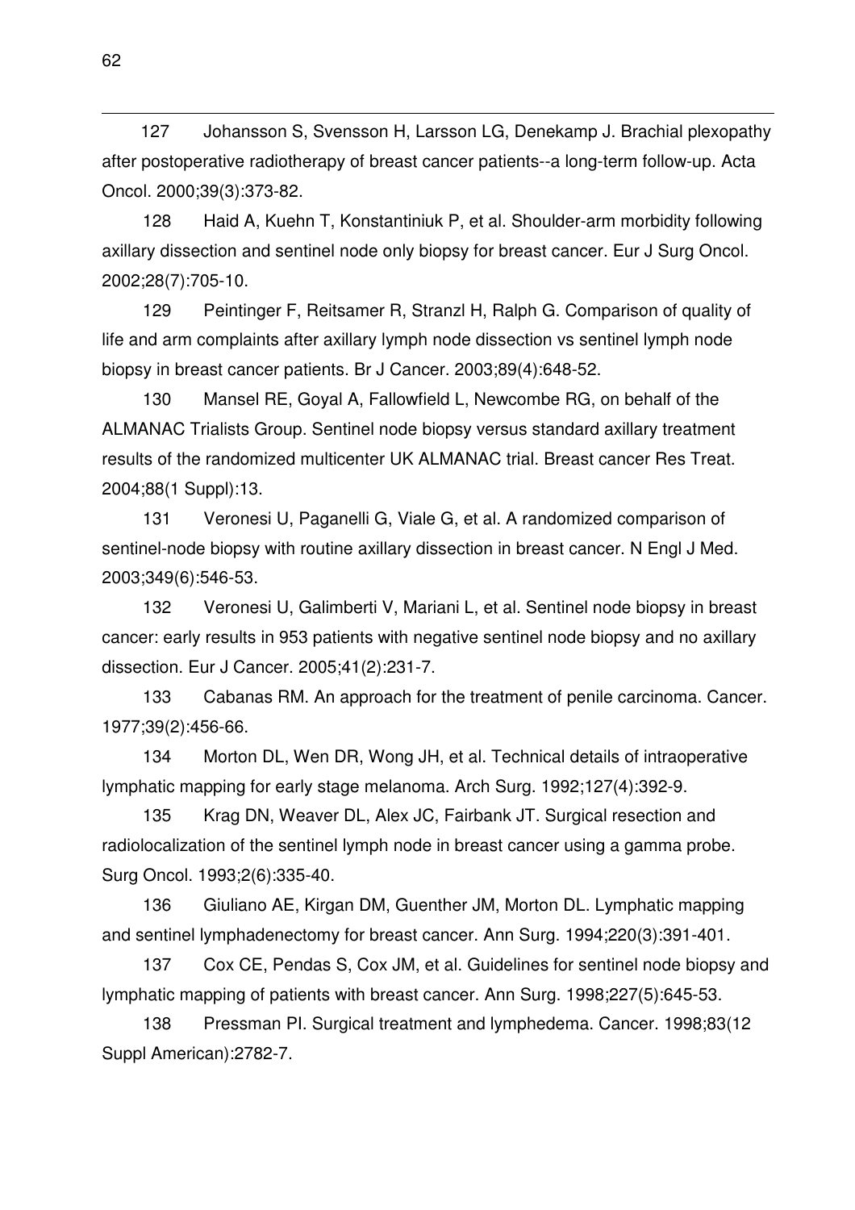127 Johansson S, Svensson H, Larsson LG, Denekamp J. Brachial plexopathy after postoperative radiotherapy of breast cancer patients--a long-term follow-up. Acta Oncol. 2000;39(3):373-82.

128 Haid A, Kuehn T, Konstantiniuk P, et al. Shoulder-arm morbidity following axillary dissection and sentinel node only biopsy for breast cancer. Eur J Surg Oncol. 2002;28(7):705-10.

129 Peintinger F, Reitsamer R, Stranzl H, Ralph G. Comparison of quality of life and arm complaints after axillary lymph node dissection vs sentinel lymph node biopsy in breast cancer patients. Br J Cancer. 2003;89(4):648-52.

130 Mansel RE, Goyal A, Fallowfield L, Newcombe RG, on behalf of the ALMANAC Trialists Group. Sentinel node biopsy versus standard axillary treatment results of the randomized multicenter UK ALMANAC trial. Breast cancer Res Treat. 2004;88(1 Suppl):13.

131 Veronesi U, Paganelli G, Viale G, et al. A randomized comparison of sentinel-node biopsy with routine axillary dissection in breast cancer. N Engl J Med. 2003;349(6):546-53.

132 Veronesi U, Galimberti V, Mariani L, et al. Sentinel node biopsy in breast cancer: early results in 953 patients with negative sentinel node biopsy and no axillary dissection. Eur J Cancer. 2005;41(2):231-7.

133 Cabanas RM. An approach for the treatment of penile carcinoma. Cancer. 1977;39(2):456-66.

134 Morton DL, Wen DR, Wong JH, et al. Technical details of intraoperative lymphatic mapping for early stage melanoma. Arch Surg. 1992;127(4):392-9.

135 Krag DN, Weaver DL, Alex JC, Fairbank JT. Surgical resection and radiolocalization of the sentinel lymph node in breast cancer using a gamma probe. Surg Oncol. 1993;2(6):335-40.

136 Giuliano AE, Kirgan DM, Guenther JM, Morton DL. Lymphatic mapping and sentinel lymphadenectomy for breast cancer. Ann Surg. 1994;220(3):391-401.

137 Cox CE, Pendas S, Cox JM, et al. Guidelines for sentinel node biopsy and lymphatic mapping of patients with breast cancer. Ann Surg. 1998;227(5):645-53.

138 Pressman PI. Surgical treatment and lymphedema. Cancer. 1998;83(12 Suppl American):2782-7.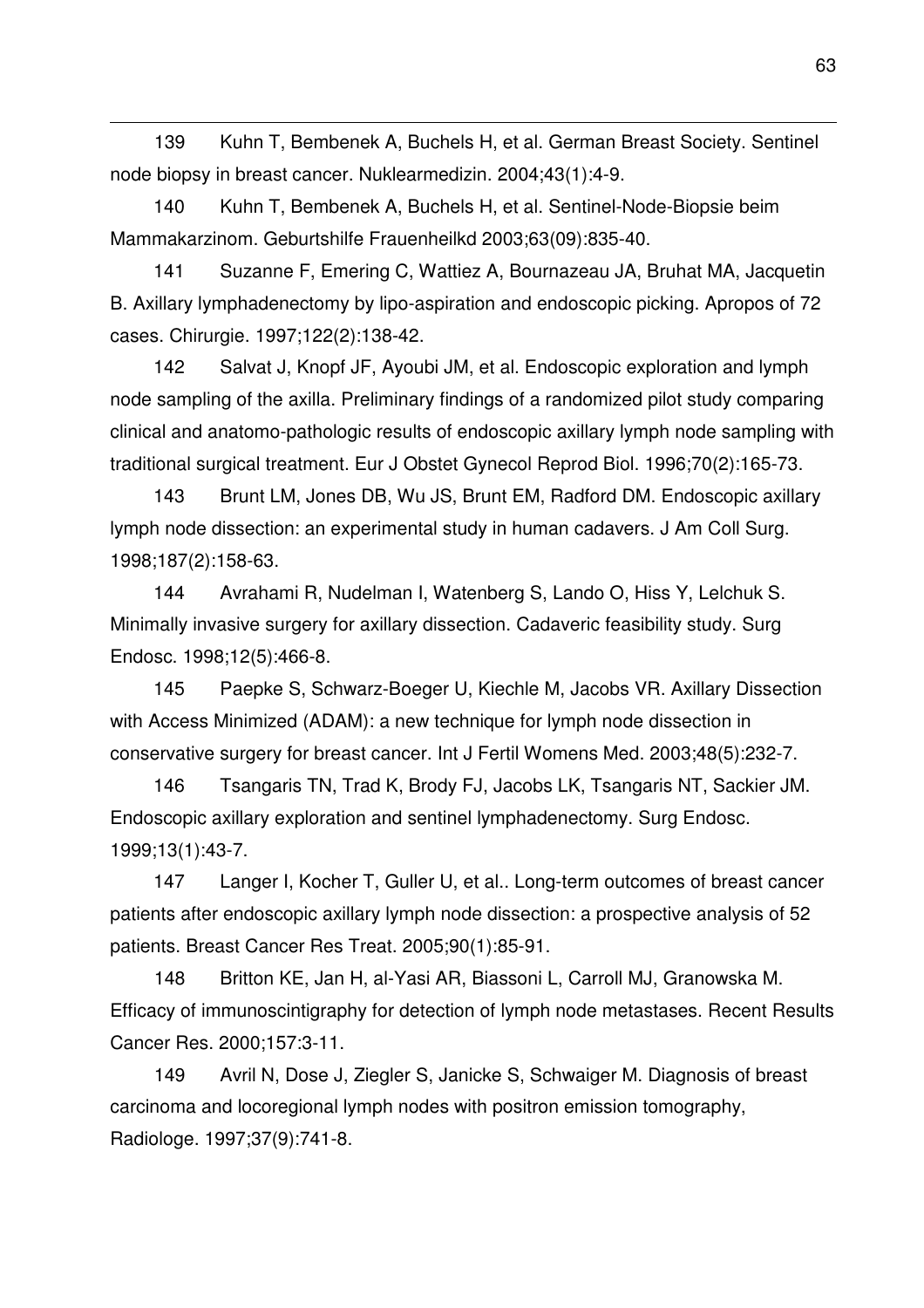139 Kuhn T, Bembenek A, Buchels H, et al. German Breast Society. Sentinel node biopsy in breast cancer. Nuklearmedizin. 2004;43(1):4-9.

140 Kuhn T, Bembenek A, Buchels H, et al. Sentinel-Node-Biopsie beim Mammakarzinom. Geburtshilfe Frauenheilkd 2003;63(09):835-40.

141 Suzanne F, Emering C, Wattiez A, Bournazeau JA, Bruhat MA, Jacquetin B. Axillary lymphadenectomy by lipo-aspiration and endoscopic picking. Apropos of 72 cases. Chirurgie. 1997;122(2):138-42.

142 Salvat J, Knopf JF, Ayoubi JM, et al. Endoscopic exploration and lymph node sampling of the axilla. Preliminary findings of a randomized pilot study comparing clinical and anatomo-pathologic results of endoscopic axillary lymph node sampling with traditional surgical treatment. Eur J Obstet Gynecol Reprod Biol. 1996;70(2):165-73.

143 Brunt LM, Jones DB, Wu JS, Brunt EM, Radford DM. Endoscopic axillary lymph node dissection: an experimental study in human cadavers. J Am Coll Surg. 1998;187(2):158-63.

144 Avrahami R, Nudelman I, Watenberg S, Lando O, Hiss Y, Lelchuk S. Minimally invasive surgery for axillary dissection. Cadaveric feasibility study. Surg Endosc. 1998;12(5):466-8.

145 Paepke S, Schwarz-Boeger U, Kiechle M, Jacobs VR. Axillary Dissection with Access Minimized (ADAM): a new technique for lymph node dissection in conservative surgery for breast cancer. Int J Fertil Womens Med. 2003;48(5):232-7.

146 Tsangaris TN, Trad K, Brody FJ, Jacobs LK, Tsangaris NT, Sackier JM. Endoscopic axillary exploration and sentinel lymphadenectomy. Surg Endosc. 1999;13(1):43-7.

147 Langer I, Kocher T, Guller U, et al.. Long-term outcomes of breast cancer patients after endoscopic axillary lymph node dissection: a prospective analysis of 52 patients. Breast Cancer Res Treat. 2005;90(1):85-91.

148 Britton KE, Jan H, al-Yasi AR, Biassoni L, Carroll MJ, Granowska M. Efficacy of immunoscintigraphy for detection of lymph node metastases. Recent Results Cancer Res. 2000;157:3-11.

149 Avril N, Dose J, Ziegler S, Janicke S, Schwaiger M. Diagnosis of breast carcinoma and locoregional lymph nodes with positron emission tomography, Radiologe. 1997;37(9):741-8.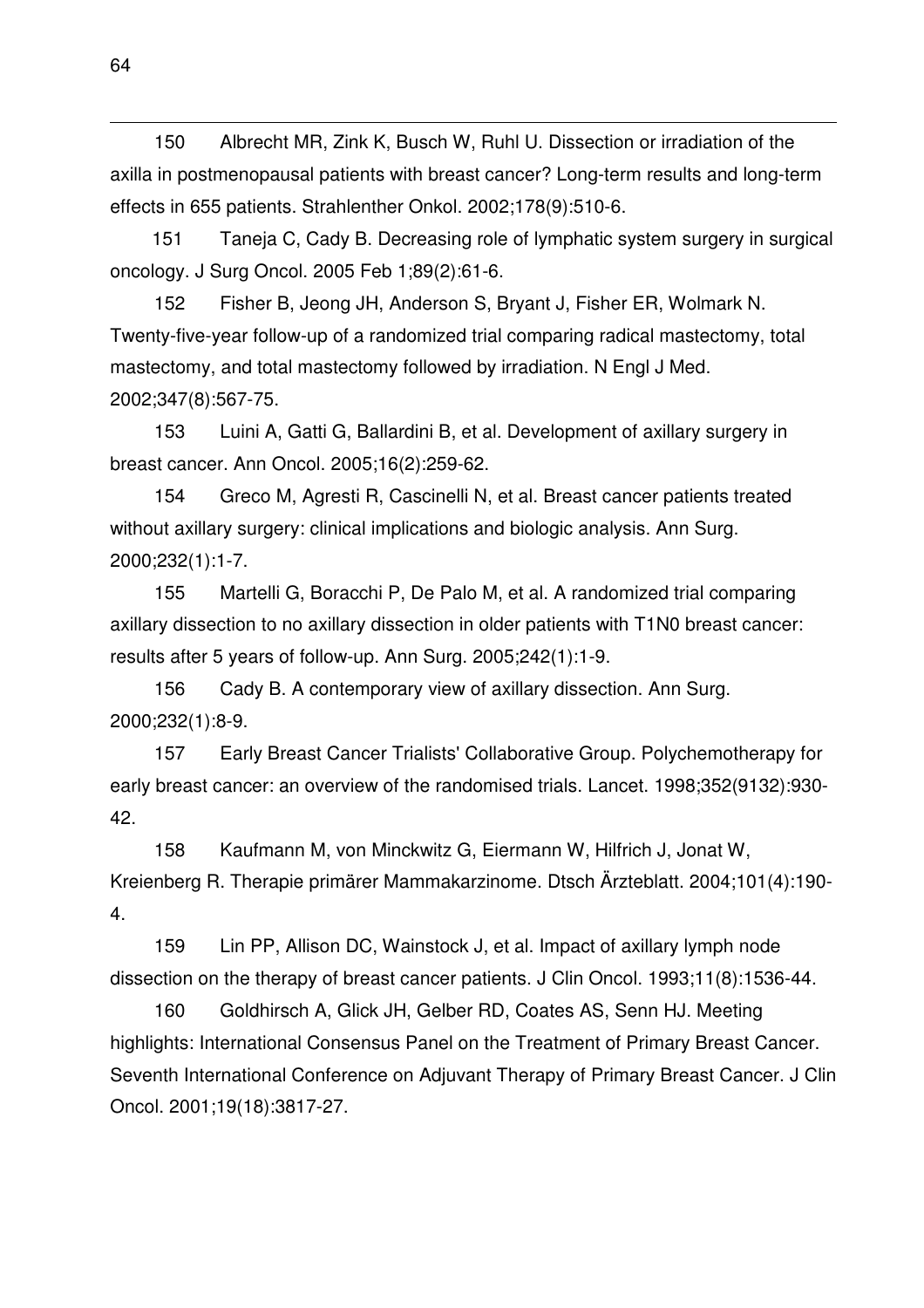150 Albrecht MR, Zink K, Busch W, Ruhl U. Dissection or irradiation of the axilla in postmenopausal patients with breast cancer? Long-term results and long-term effects in 655 patients. Strahlenther Onkol. 2002;178(9):510-6.

151 Taneja C, Cady B. Decreasing role of lymphatic system surgery in surgical oncology. J Surg Oncol. 2005 Feb 1;89(2):61-6.

152 Fisher B, Jeong JH, Anderson S, Bryant J, Fisher ER, Wolmark N. Twenty-five-year follow-up of a randomized trial comparing radical mastectomy, total mastectomy, and total mastectomy followed by irradiation. N Engl J Med. 2002;347(8):567-75.

153 Luini A, Gatti G, Ballardini B, et al. Development of axillary surgery in breast cancer. Ann Oncol. 2005;16(2):259-62.

154 Greco M, Agresti R, Cascinelli N, et al. Breast cancer patients treated without axillary surgery: clinical implications and biologic analysis. Ann Surg. 2000;232(1):1-7.

155 Martelli G, Boracchi P, De Palo M, et al. A randomized trial comparing axillary dissection to no axillary dissection in older patients with T1N0 breast cancer: results after 5 years of follow-up. Ann Surg. 2005;242(1):1-9.

156 Cady B. A contemporary view of axillary dissection. Ann Surg. 2000;232(1):8-9.

157 Early Breast Cancer Trialists' Collaborative Group. Polychemotherapy for early breast cancer: an overview of the randomised trials. Lancet. 1998;352(9132):930-42.

158 Kaufmann M, von Minckwitz G, Eiermann W, Hilfrich J, Jonat W, Kreienberg R. Therapie primärer Mammakarzinome. Dtsch Ärzteblatt. 2004;101(4):190-4.

159 Lin PP, Allison DC, Wainstock J, et al. Impact of axillary lymph node dissection on the therapy of breast cancer patients. J Clin Oncol. 1993;11(8):1536-44.

160 Goldhirsch A, Glick JH, Gelber RD, Coates AS, Senn HJ. Meeting highlights: International Consensus Panel on the Treatment of Primary Breast Cancer. Seventh International Conference on Adjuvant Therapy of Primary Breast Cancer. J Clin Oncol. 2001;19(18):3817-27.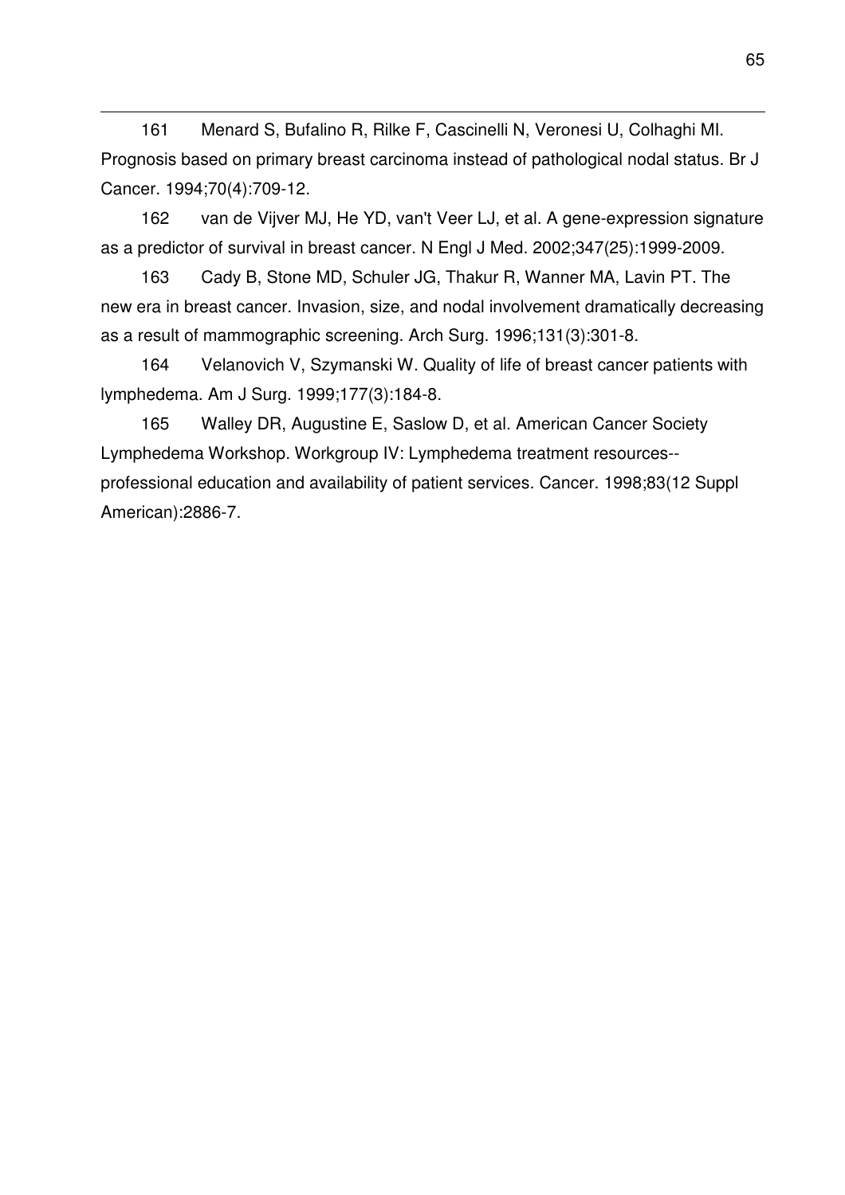161 Menard S, Bufalino R, Rilke F, Cascinelli N, Veronesi U, Colhaghi MI. Prognosis based on primary breast carcinoma instead of pathological nodal status. Br J Cancer. 1994;70(4):709-12.

162 van de Vijver MJ, He YD, van't Veer LJ, et al. A gene-expression signature as a predictor of survival in breast cancer. N Engl J Med. 2002;347(25):1999-2009.

163 Cady B, Stone MD, Schuler JG, Thakur R, Wanner MA, Lavin PT. The new era in breast cancer. Invasion, size, and nodal involvement dramatically decreasing as a result of mammographic screening. Arch Surg. 1996;131(3):301-8.

164 Velanovich V, Szymanski W. Quality of life of breast cancer patients with lymphedema. Am J Surg. 1999;177(3):184-8.

165 Walley DR, Augustine E, Saslow D, et al. American Cancer Society Lymphedema Workshop. Workgroup IV: Lymphedema treatment resources--professional education and availability of patient services. Cancer. 1998;83(12 Suppl American):2886-7.